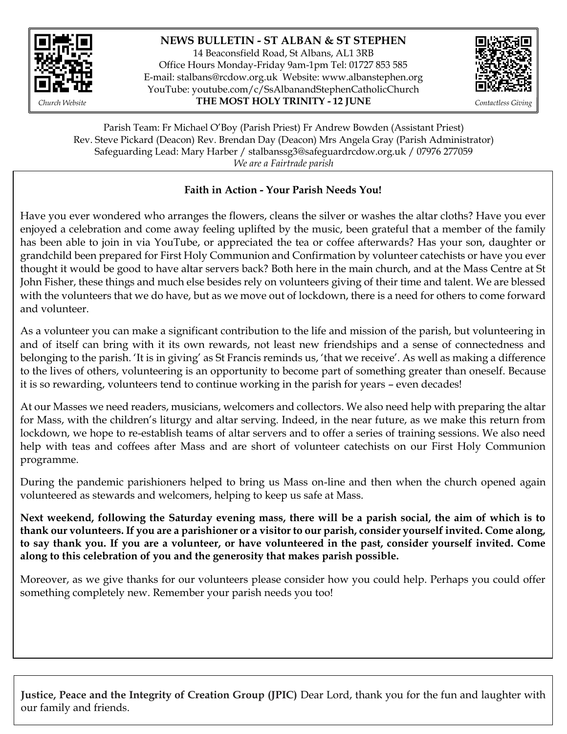# NEWS BULLETIN - ST ALBAN & ST STEPHEN

14 Beaconsfield Road, St Albans, AL1 3RB
Office Hours Monday-Friday 9am-1pm Tel: 01727 853 585
E-mail: stalbans@rcdow.org.uk Website: www.albanstephen.org
YouTube: youtube.com/c/SsAlbanandStephenCatholicChurch

**THE MOST HOLY TRINITY - 12 JUNE**

*Church Website*

*Contactless Giving*

Parish Team: Fr Michael O'Boy (Parish Priest) Fr Andrew Bowden (Assistant Priest)
Rev. Steve Pickard (Deacon) Rev. Brendan Day (Deacon) Mrs Angela Gray (Parish Administrator)
Safeguarding Lead: Mary Harber / stalbanssg3@safeguardrcdow.org.uk / 07976 277059
*We are a Fairtrade parish*

## Faith in Action - Your Parish Needs You!

Have you ever wondered who arranges the flowers, cleans the silver or washes the altar cloths? Have you ever enjoyed a celebration and come away feeling uplifted by the music, been grateful that a member of the family has been able to join in via YouTube, or appreciated the tea or coffee afterwards? Has your son, daughter or grandchild been prepared for First Holy Communion and Confirmation by volunteer catechists or have you ever thought it would be good to have altar servers back? Both here in the main church, and at the Mass Centre at St John Fisher, these things and much else besides rely on volunteers giving of their time and talent. We are blessed with the volunteers that we do have, but as we move out of lockdown, there is a need for others to come forward and volunteer.

As a volunteer you can make a significant contribution to the life and mission of the parish, but volunteering in and of itself can bring with it its own rewards, not least new friendships and a sense of connectedness and belonging to the parish. 'It is in giving' as St Francis reminds us, 'that we receive'. As well as making a difference to the lives of others, volunteering is an opportunity to become part of something greater than oneself. Because it is so rewarding, volunteers tend to continue working in the parish for years – even decades!

At our Masses we need readers, musicians, welcomers and collectors. We also need help with preparing the altar for Mass, with the children's liturgy and altar serving. Indeed, in the near future, as we make this return from lockdown, we hope to re-establish teams of altar servers and to offer a series of training sessions. We also need help with teas and coffees after Mass and are short of volunteer catechists on our First Holy Communion programme.

During the pandemic parishioners helped to bring us Mass on-line and then when the church opened again volunteered as stewards and welcomers, helping to keep us safe at Mass.

**Next weekend, following the Saturday evening mass, there will be a parish social, the aim of which is to thank our volunteers. If you are a parishioner or a visitor to our parish, consider yourself invited. Come along, to say thank you. If you are a volunteer, or have volunteered in the past, consider yourself invited. Come along to this celebration of you and the generosity that makes parish possible.**

Moreover, as we give thanks for our volunteers please consider how you could help. Perhaps you could offer something completely new. Remember your parish needs you too!

**Justice, Peace and the Integrity of Creation Group (JPIC)** Dear Lord, thank you for the fun and laughter with our family and friends.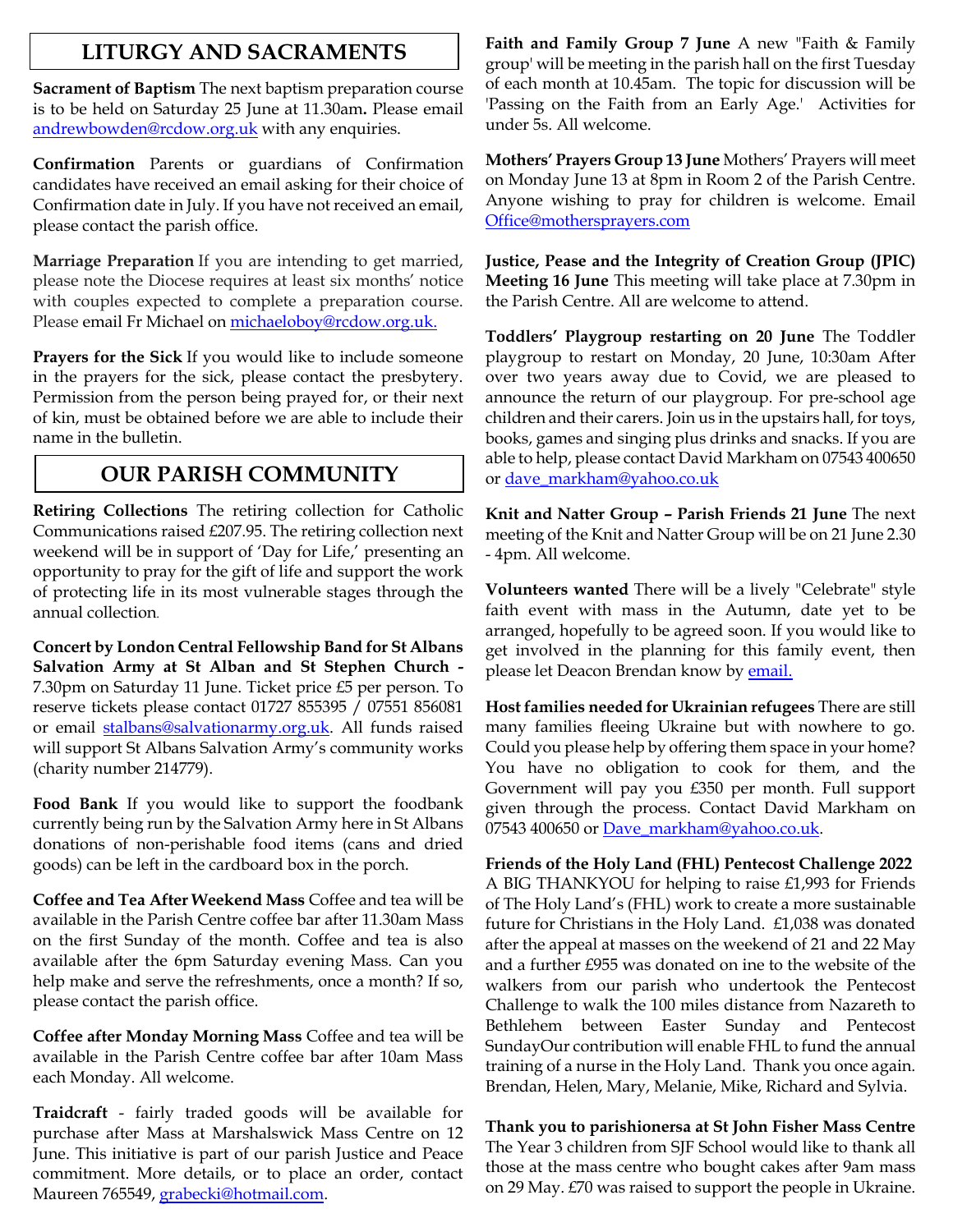## LITURGY AND SACRAMENTS

**Sacrament of Baptism** The next baptism preparation course is to be held on Saturday 25 June at 11.30am**.** Please email andrewbowden@rcdow.org.uk with any enquiries.

**Confirmation** Parents or guardians of Confirmation candidates have received an email asking for their choice of Confirmation date in July. If you have not received an email, please contact the parish office.

**Marriage Preparation** If you are intending to get married, please note the Diocese requires at least six months' notice with couples expected to complete a preparation course. Please email Fr Michael on michaeloboy@rcdow.org.uk.

**Prayers for the Sick** If you would like to include someone in the prayers for the sick, please contact the presbytery. Permission from the person being prayed for, or their next of kin, must be obtained before we are able to include their name in the bulletin.

## OUR PARISH COMMUNITY

**Retiring Collections** The retiring collection for Catholic Communications raised £207.95. The retiring collection next weekend will be in support of 'Day for Life,' presenting an opportunity to pray for the gift of life and support the work of protecting life in its most vulnerable stages through the annual collection.

**Concert by London Central Fellowship Band for St Albans Salvation Army at St Alban and St Stephen Church -** 7.30pm on Saturday 11 June. Ticket price £5 per person. To reserve tickets please contact 01727 855395 / 07551 856081 or email stalbans@salvationarmy.org.uk. All funds raised will support St Albans Salvation Army's community works (charity number 214779).

**Food Bank** If you would like to support the foodbank currently being run by the Salvation Army here in St Albans donations of non-perishable food items (cans and dried goods) can be left in the cardboard box in the porch.

**Coffee and Tea After Weekend Mass** Coffee and tea will be available in the Parish Centre coffee bar after 11.30am Mass on the first Sunday of the month. Coffee and tea is also available after the 6pm Saturday evening Mass. Can you help make and serve the refreshments, once a month? If so, please contact the parish office.

**Coffee after Monday Morning Mass** Coffee and tea will be available in the Parish Centre coffee bar after 10am Mass each Monday. All welcome.

**Traidcraft** - fairly traded goods will be available for purchase after Mass at Marshalswick Mass Centre on 12 June. This initiative is part of our parish Justice and Peace commitment. More details, or to place an order, contact Maureen 765549, grabecki@hotmail.com.

**Faith and Family Group 7 June** A new "Faith & Family group' will be meeting in the parish hall on the first Tuesday of each month at 10.45am. The topic for discussion will be 'Passing on the Faith from an Early Age.' Activities for under 5s. All welcome.

**Mothers' Prayers Group 13 June** Mothers' Prayers will meet on Monday June 13 at 8pm in Room 2 of the Parish Centre. Anyone wishing to pray for children is welcome. Email Office@mothersprayers.com

**Justice, Pease and the Integrity of Creation Group (JPIC) Meeting 16 June** This meeting will take place at 7.30pm in the Parish Centre. All are welcome to attend.

**Toddlers' Playgroup restarting on 20 June** The Toddler playgroup to restart on Monday, 20 June, 10:30am After over two years away due to Covid, we are pleased to announce the return of our playgroup. For pre-school age children and their carers. Join us in the upstairs hall, for toys, books, games and singing plus drinks and snacks. If you are able to help, please contact David Markham on 07543 400650 or dave_markham@yahoo.co.uk

**Knit and Natter Group – Parish Friends 21 June** The next meeting of the Knit and Natter Group will be on 21 June 2.30 - 4pm. All welcome.

**Volunteers wanted** There will be a lively "Celebrate" style faith event with mass in the Autumn, date yet to be arranged, hopefully to be agreed soon. If you would like to get involved in the planning for this family event, then please let Deacon Brendan know by email.

**Host families needed for Ukrainian refugees** There are still many families fleeing Ukraine but with nowhere to go. Could you please help by offering them space in your home? You have no obligation to cook for them, and the Government will pay you £350 per month. Full support given through the process. Contact David Markham on 07543 400650 or Dave_markham@yahoo.co.uk.

**Friends of the Holy Land (FHL) Pentecost Challenge 2022** A BIG THANKYOU for helping to raise £1,993 for Friends of The Holy Land's (FHL) work to create a more sustainable future for Christians in the Holy Land. £1,038 was donated after the appeal at masses on the weekend of 21 and 22 May and a further £955 was donated on ine to the website of the walkers from our parish who undertook the Pentecost Challenge to walk the 100 miles distance from Nazareth to Bethlehem between Easter Sunday and Pentecost SundayOur contribution will enable FHL to fund the annual training of a nurse in the Holy Land. Thank you once again. Brendan, Helen, Mary, Melanie, Mike, Richard and Sylvia.

**Thank you to parishionersa at St John Fisher Mass Centre** The Year 3 children from SJF School would like to thank all those at the mass centre who bought cakes after 9am mass on 29 May. £70 was raised to support the people in Ukraine.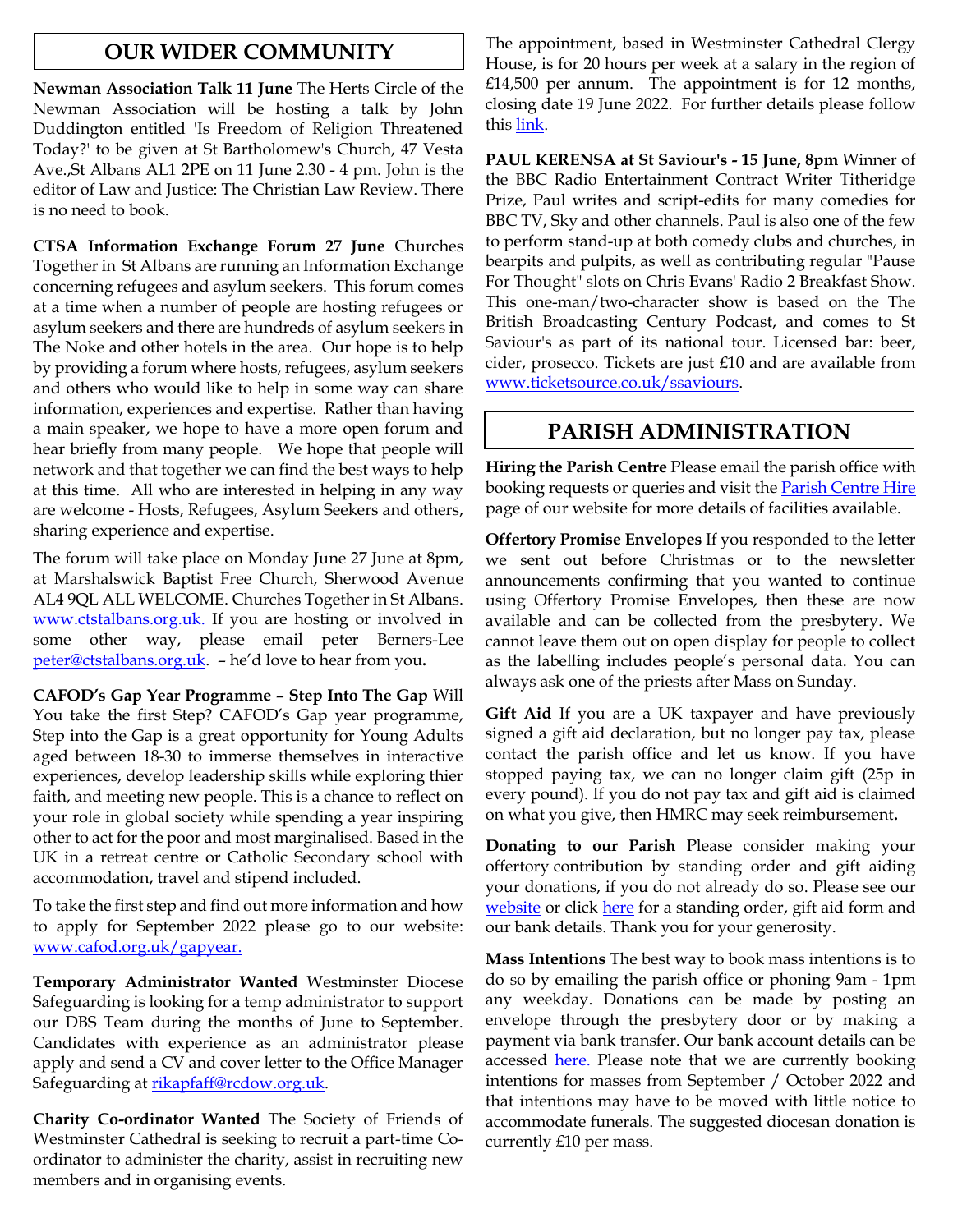## OUR WIDER COMMUNITY

**Newman Association Talk 11 June** The Herts Circle of the Newman Association will be hosting a talk by John Duddington entitled 'Is Freedom of Religion Threatened Today?' to be given at St Bartholomew's Church, 47 Vesta Ave.,St Albans AL1 2PE on 11 June 2.30 - 4 pm. John is the editor of Law and Justice: The Christian Law Review. There is no need to book.

**CTSA Information Exchange Forum 27 June** Churches Together in St Albans are running an Information Exchange concerning refugees and asylum seekers. This forum comes at a time when a number of people are hosting refugees or asylum seekers and there are hundreds of asylum seekers in The Noke and other hotels in the area. Our hope is to help by providing a forum where hosts, refugees, asylum seekers and others who would like to help in some way can share information, experiences and expertise. Rather than having a main speaker, we hope to have a more open forum and hear briefly from many people. We hope that people will network and that together we can find the best ways to help at this time. All who are interested in helping in any way are welcome - Hosts, Refugees, Asylum Seekers and others, sharing experience and expertise.

The forum will take place on Monday June 27 June at 8pm, at Marshalswick Baptist Free Church, Sherwood Avenue AL4 9QL ALL WELCOME. Churches Together in St Albans. www.ctstalbans.org.uk. If you are hosting or involved in some other way, please email peter Berners-Lee peter@ctstalbans.org.uk. – he'd love to hear from you**.**

**CAFOD's Gap Year Programme – Step Into The Gap** Will You take the first Step? CAFOD's Gap year programme, Step into the Gap is a great opportunity for Young Adults aged between 18-30 to immerse themselves in interactive experiences, develop leadership skills while exploring thier faith, and meeting new people. This is a chance to reflect on your role in global society while spending a year inspiring other to act for the poor and most marginalised. Based in the UK in a retreat centre or Catholic Secondary school with accommodation, travel and stipend included.

To take the first step and find out more information and how to apply for September 2022 please go to our website: www.cafod.org.uk/gapyear.

**Temporary Administrator Wanted** Westminster Diocese Safeguarding is looking for a temp administrator to support our DBS Team during the months of June to September. Candidates with experience as an administrator please apply and send a CV and cover letter to the Office Manager Safeguarding at rikapfaff@rcdow.org.uk.

**Charity Co-ordinator Wanted** The Society of Friends of Westminster Cathedral is seeking to recruit a part-time Co-ordinator to administer the charity, assist in recruiting new members and in organising events.

The appointment, based in Westminster Cathedral Clergy House, is for 20 hours per week at a salary in the region of £14,500 per annum. The appointment is for 12 months, closing date 19 June 2022. For further details please follow this link.

**PAUL KERENSA at St Saviour's - 15 June, 8pm** Winner of the BBC Radio Entertainment Contract Writer Titheridge Prize, Paul writes and script-edits for many comedies for BBC TV, Sky and other channels. Paul is also one of the few to perform stand-up at both comedy clubs and churches, in bearpits and pulpits, as well as contributing regular "Pause For Thought" slots on Chris Evans' Radio 2 Breakfast Show. This one-man/two-character show is based on the The British Broadcasting Century Podcast, and comes to St Saviour's as part of its national tour. Licensed bar: beer, cider, prosecco. Tickets are just £10 and are available from www.ticketsource.co.uk/ssaviours.

## PARISH ADMINISTRATION

**Hiring the Parish Centre** Please email the parish office with booking requests or queries and visit the Parish Centre Hire page of our website for more details of facilities available.

**Offertory Promise Envelopes** If you responded to the letter we sent out before Christmas or to the newsletter announcements confirming that you wanted to continue using Offertory Promise Envelopes, then these are now available and can be collected from the presbytery. We cannot leave them out on open display for people to collect as the labelling includes people's personal data. You can always ask one of the priests after Mass on Sunday.

**Gift Aid** If you are a UK taxpayer and have previously signed a gift aid declaration, but no longer pay tax, please contact the parish office and let us know. If you have stopped paying tax, we can no longer claim gift (25p in every pound). If you do not pay tax and gift aid is claimed on what you give, then HMRC may seek reimbursement**.**

**Donating to our Parish** Please consider making your offertory contribution by standing order and gift aiding your donations, if you do not already do so. Please see our website or click here for a standing order, gift aid form and our bank details. Thank you for your generosity.

**Mass Intentions** The best way to book mass intentions is to do so by emailing the parish office or phoning 9am - 1pm any weekday. Donations can be made by posting an envelope through the presbytery door or by making a payment via bank transfer. Our bank account details can be accessed here. Please note that we are currently booking intentions for masses from September / October 2022 and that intentions may have to be moved with little notice to accommodate funerals. The suggested diocesan donation is currently £10 per mass.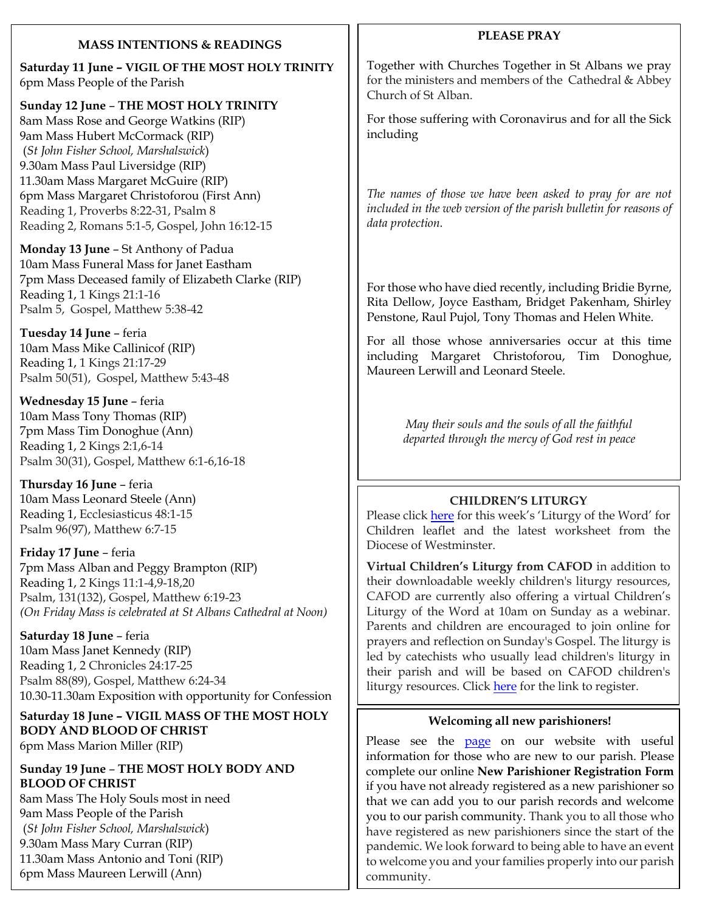## MASS INTENTIONS & READINGS

**Saturday 11 June – VIGIL OF THE MOST HOLY TRINITY**
6pm Mass People of the Parish

**Sunday 12 June – THE MOST HOLY TRINITY**
8am Mass Rose and George Watkins (RIP)
9am Mass Hubert McCormack (RIP)
(*St John Fisher School, Marshalswick*)
9.30am Mass Paul Liversidge (RIP)
11.30am Mass Margaret McGuire (RIP)
6pm Mass Margaret Christoforou (First Ann)
Reading 1, Proverbs 8:22-31, Psalm 8
Reading 2, Romans 5:1-5, Gospel, John 16:12-15

**Monday 13 June** – St Anthony of Padua
10am Mass Funeral Mass for Janet Eastham
7pm Mass Deceased family of Elizabeth Clarke (RIP)
Reading 1, 1 Kings 21:1-16
Psalm 5, Gospel, Matthew 5:38-42

**Tuesday 14 June** – feria
10am Mass Mike Callinicof (RIP)
Reading 1, 1 Kings 21:17-29
Psalm 50(51), Gospel, Matthew 5:43-48

**Wednesday 15 June** – feria
10am Mass Tony Thomas (RIP)
7pm Mass Tim Donoghue (Ann)
Reading 1, 2 Kings 2:1,6-14
Psalm 30(31), Gospel, Matthew 6:1-6,16-18

**Thursday 16 June** – feria
10am Mass Leonard Steele (Ann)
Reading 1, Ecclesiasticus 48:1-15
Psalm 96(97), Matthew 6:7-15

**Friday 17 June** – feria
7pm Mass Alban and Peggy Brampton (RIP)
Reading 1, 2 Kings 11:1-4,9-18,20
Psalm, 131(132), Gospel, Matthew 6:19-23
*(On Friday Mass is celebrated at St Albans Cathedral at Noon)*

**Saturday 18 June** – feria
10am Mass Janet Kennedy (RIP)
Reading 1, 2 Chronicles 24:17-25
Psalm 88(89), Gospel, Matthew 6:24-34
10.30-11.30am Exposition with opportunity for Confession

**Saturday 18 June – VIGIL MASS OF THE MOST HOLY BODY AND BLOOD OF CHRIST**
6pm Mass Marion Miller (RIP)

**Sunday 19 June – THE MOST HOLY BODY AND BLOOD OF CHRIST**
8am Mass The Holy Souls most in need
9am Mass People of the Parish
(*St John Fisher School, Marshalswick*)
9.30am Mass Mary Curran (RIP)
11.30am Mass Antonio and Toni (RIP)
6pm Mass Maureen Lerwill (Ann)

## PLEASE PRAY

Together with Churches Together in St Albans we pray for the ministers and members of the Cathedral & Abbey Church of St Alban.

For those suffering with Coronavirus and for all the Sick including

*The names of those we have been asked to pray for are not included in the web version of the parish bulletin for reasons of data protection.*

For those who have died recently, including Bridie Byrne, Rita Dellow, Joyce Eastham, Bridget Pakenham, Shirley Penstone, Raul Pujol, Tony Thomas and Helen White.

For all those whose anniversaries occur at this time including Margaret Christoforou, Tim Donoghue, Maureen Lerwill and Leonard Steele.

*May their souls and the souls of all the faithful departed through the mercy of God rest in peace*

## CHILDREN'S LITURGY

Please click here for this week's 'Liturgy of the Word' for Children leaflet and the latest worksheet from the Diocese of Westminster.

**Virtual Children's Liturgy from CAFOD** in addition to their downloadable weekly children's liturgy resources, CAFOD are currently also offering a virtual Children's Liturgy of the Word at 10am on Sunday as a webinar. Parents and children are encouraged to join online for prayers and reflection on Sunday's Gospel. The liturgy is led by catechists who usually lead children's liturgy in their parish and will be based on CAFOD children's liturgy resources. Click here for the link to register.

## Welcoming all new parishioners!

Please see the page on our website with useful information for those who are new to our parish. Please complete our online **New Parishioner Registration Form** if you have not already registered as a new parishioner so that we can add you to our parish records and welcome you to our parish community. Thank you to all those who have registered as new parishioners since the start of the pandemic. We look forward to being able to have an event to welcome you and your families properly into our parish community.